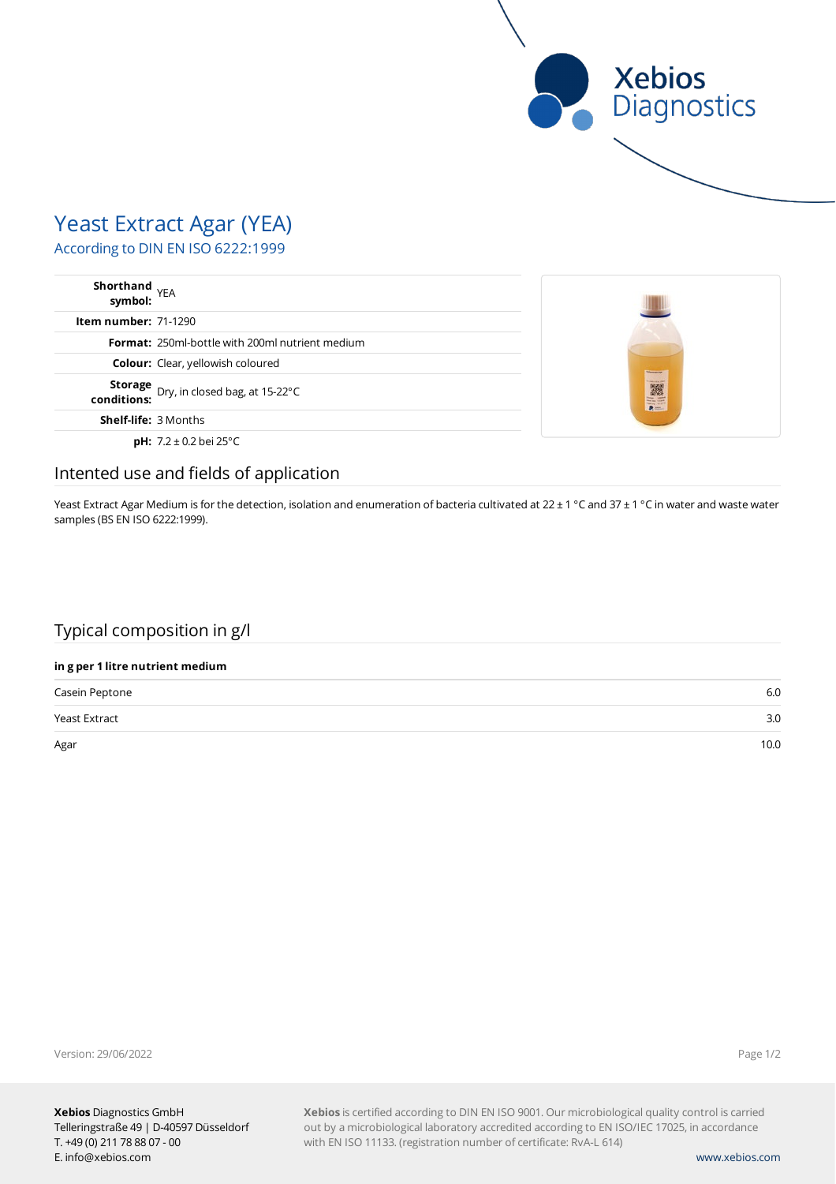Xebios Diagnostics

# Yeast Extract Agar (YEA)

## According to DIN EN ISO 6222:1999

| | |
|---|---|
| **Shorthand symbol:** | YEA |
| **Item number:** | 71-1290 |
| **Format:** | 250ml-bottle with 200ml nutrient medium |
| **Colour:** | Clear, yellowish coloured |
| **Storage conditions:** | Dry, in closed bag, at 15-22°C |
| **Shelf-life:** | 3 Months |
| **pH:** | 7.2 ± 0.2 bei 25°C |

## Intented use and fields of application

Yeast Extract Agar Medium is for the detection, isolation and enumeration of bacteria cultivated at 22 ± 1 °C and 37 ± 1 °C in water and waste water samples (BS EN ISO 6222:1999).

## Typical composition in g/l

| in g per 1 litre nutrient medium | |
|---|---|
| Casein Peptone | 6.0 |
| Yeast Extract | 3.0 |
| Agar | 10.0 |

Version: 29/06/2022

**Xebios** Diagnostics GmbH
Telleringstraße 49 | D-40597 Düsseldorf
T. +49 (0) 211 78 88 07 - 00
E. info@xebios.com

**Xebios** is certified according to DIN EN ISO 9001. Our microbiological quality control is carried out by a microbiological laboratory accredited according to EN ISO/IEC 17025, in accordance with EN ISO 11133. (registration number of certificate: RvA-L 614)

www.xebios.com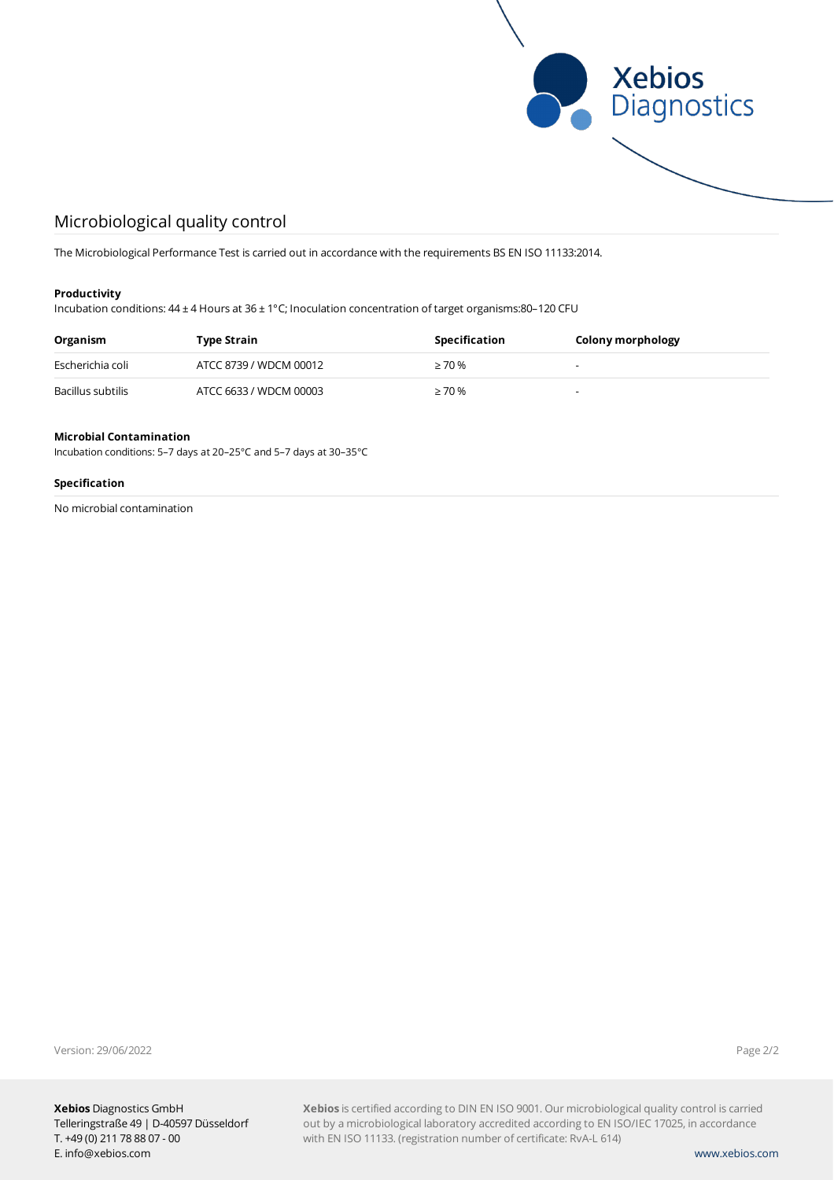## Microbiological quality control

The Microbiological Performance Test is carried out in accordance with the requirements BS EN ISO 11133:2014.

**Productivity**

Incubation conditions: 44 ± 4 Hours at 36 ± 1°C; Inoculation concentration of target organisms:80–120 CFU

| Organism | Type Strain | Specification | Colony morphology |
|---|---|---|---|
| Escherichia coli | ATCC 8739 / WDCM 00012 | ≥ 70 % | - |
| Bacillus subtilis | ATCC 6633 / WDCM 00003 | ≥ 70 % | - |

**Microbial Contamination**

Incubation conditions: 5–7 days at 20–25°C and 5–7 days at 30–35°C

**Specification**

No microbial contamination

Version: 29/06/2022

**Xebios** Diagnostics GmbH
Telleringstraße 49 | D-40597 Düsseldorf
T. +49 (0) 211 78 88 07 - 00
E. info@xebios.com

**Xebios** is certified according to DIN EN ISO 9001. Our microbiological quality control is carried out by a microbiological laboratory accredited according to EN ISO/IEC 17025, in accordance with EN ISO 11133. (registration number of certificate: RvA-L 614)

www.xebios.com